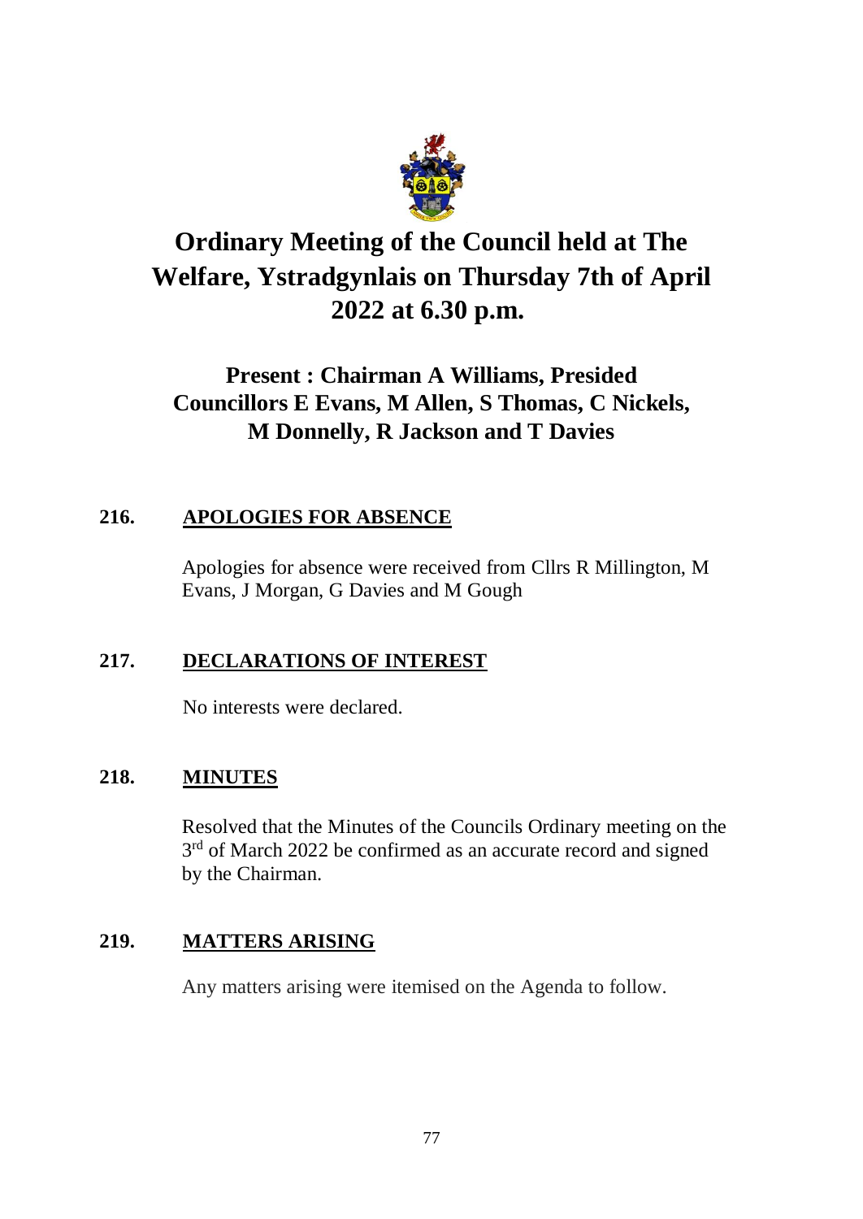# Ordinary Meeting of the Council held at The Welfare, Ystradgynlais on Thursday 7th of April 2022 at 6.30 p.m.

## Present : Chairman A Williams, Presided Councillors E Evans, M Allen, S Thomas, C Nickels, M Donnelly, R Jackson and T Davies

**216. APOLOGIES FOR ABSENCE**

Apologies for absence were received from Cllrs R Millington, M Evans, J Morgan, G Davies and M Gough

**217. DECLARATIONS OF INTEREST**

No interests were declared.

**218. MINUTES**

Resolved that the Minutes of the Councils Ordinary meeting on the 3rd of March 2022 be confirmed as an accurate record and signed by the Chairman.

**219. MATTERS ARISING**

Any matters arising were itemised on the Agenda to follow.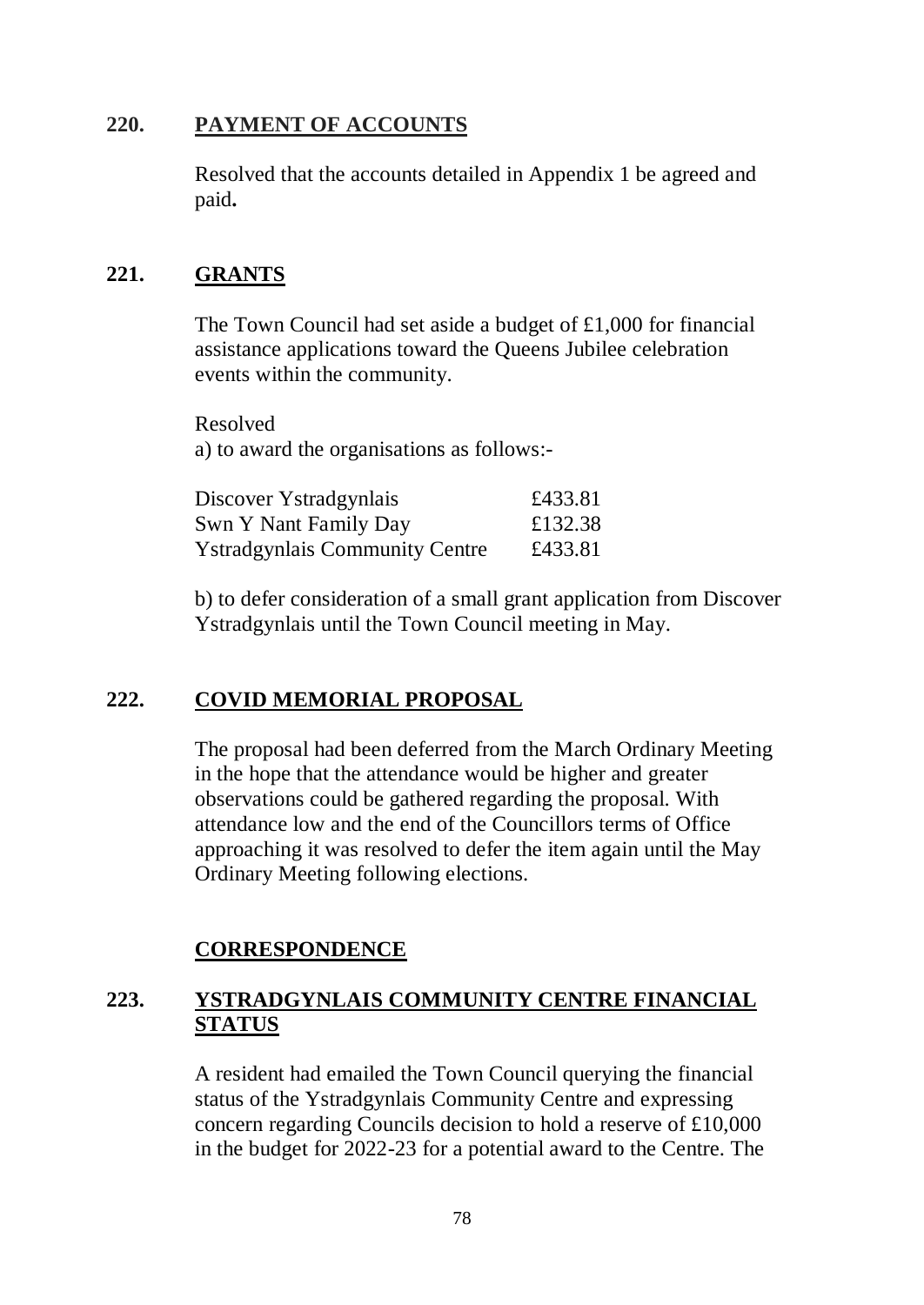## 220. PAYMENT OF ACCOUNTS

Resolved that the accounts detailed in Appendix 1 be agreed and paid**.**

## 221. GRANTS

The Town Council had set aside a budget of £1,000 for financial assistance applications toward the Queens Jubilee celebration events within the community.

Resolved

a) to award the organisations as follows:-

| | |
|---|---|
| Discover Ystradgynlais | £433.81 |
| Swn Y Nant Family Day | £132.38 |
| Ystradgynlais Community Centre | £433.81 |

b) to defer consideration of a small grant application from Discover Ystradgynlais until the Town Council meeting in May.

## 222. COVID MEMORIAL PROPOSAL

The proposal had been deferred from the March Ordinary Meeting in the hope that the attendance would be higher and greater observations could be gathered regarding the proposal. With attendance low and the end of the Councillors terms of Office approaching it was resolved to defer the item again until the May Ordinary Meeting following elections.

## CORRESPONDENCE

## 223. YSTRADGYNLAIS COMMUNITY CENTRE FINANCIAL STATUS

A resident had emailed the Town Council querying the financial status of the Ystradgynlais Community Centre and expressing concern regarding Councils decision to hold a reserve of £10,000 in the budget for 2022-23 for a potential award to the Centre. The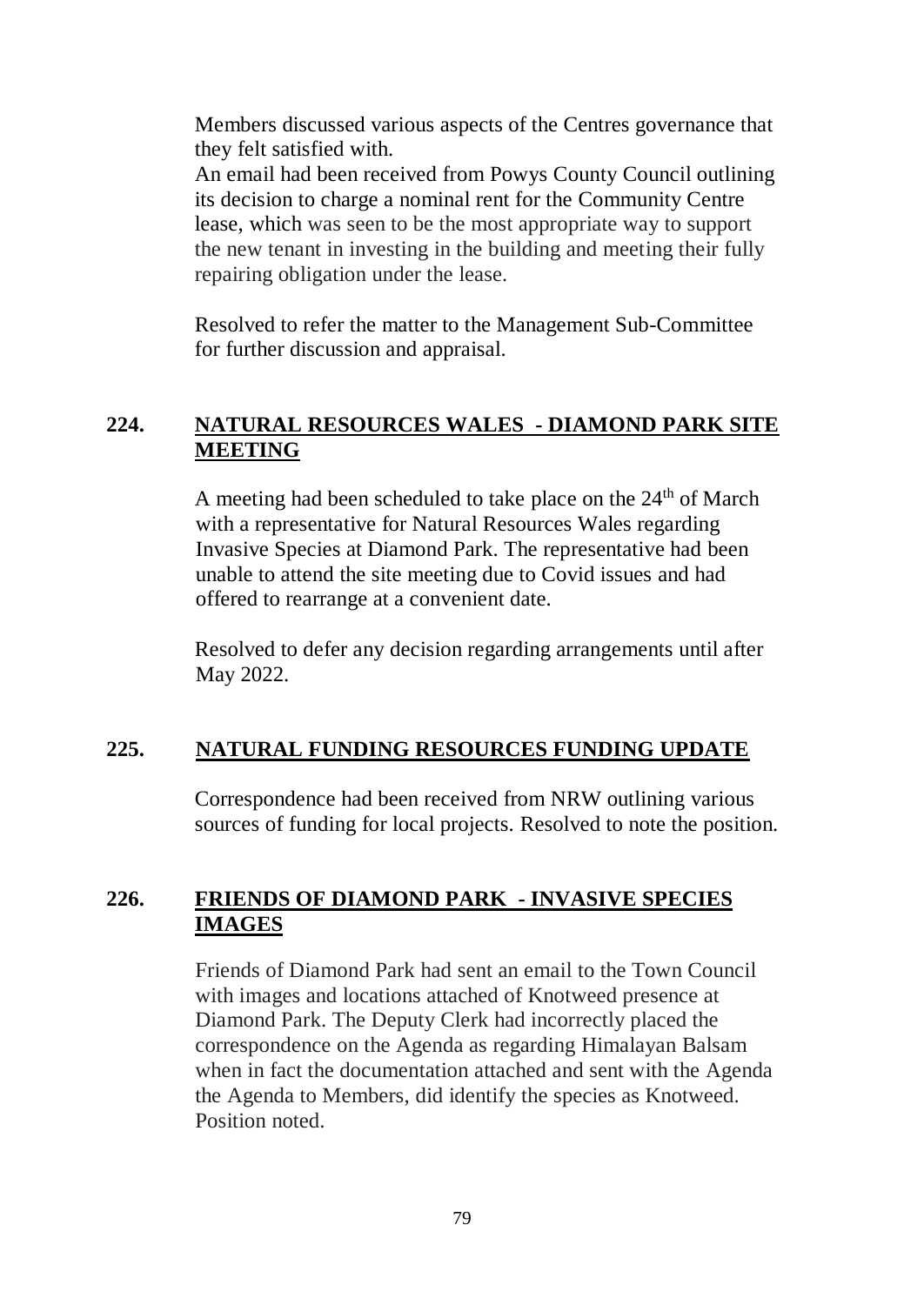Members discussed various aspects of the Centres governance that they felt satisfied with.
An email had been received from Powys County Council outlining its decision to charge a nominal rent for the Community Centre lease, which was seen to be the most appropriate way to support the new tenant in investing in the building and meeting their fully repairing obligation under the lease.

Resolved to refer the matter to the Management Sub-Committee for further discussion and appraisal.

## 224. NATURAL RESOURCES WALES - DIAMOND PARK SITE MEETING

A meeting had been scheduled to take place on the 24th of March with a representative for Natural Resources Wales regarding Invasive Species at Diamond Park. The representative had been unable to attend the site meeting due to Covid issues and had offered to rearrange at a convenient date.

Resolved to defer any decision regarding arrangements until after May 2022.

## 225. NATURAL FUNDING RESOURCES FUNDING UPDATE

Correspondence had been received from NRW outlining various sources of funding for local projects. Resolved to note the position.

## 226. FRIENDS OF DIAMOND PARK - INVASIVE SPECIES IMAGES

Friends of Diamond Park had sent an email to the Town Council with images and locations attached of Knotweed presence at Diamond Park. The Deputy Clerk had incorrectly placed the correspondence on the Agenda as regarding Himalayan Balsam when in fact the documentation attached and sent with the Agenda the Agenda to Members, did identify the species as Knotweed. Position noted.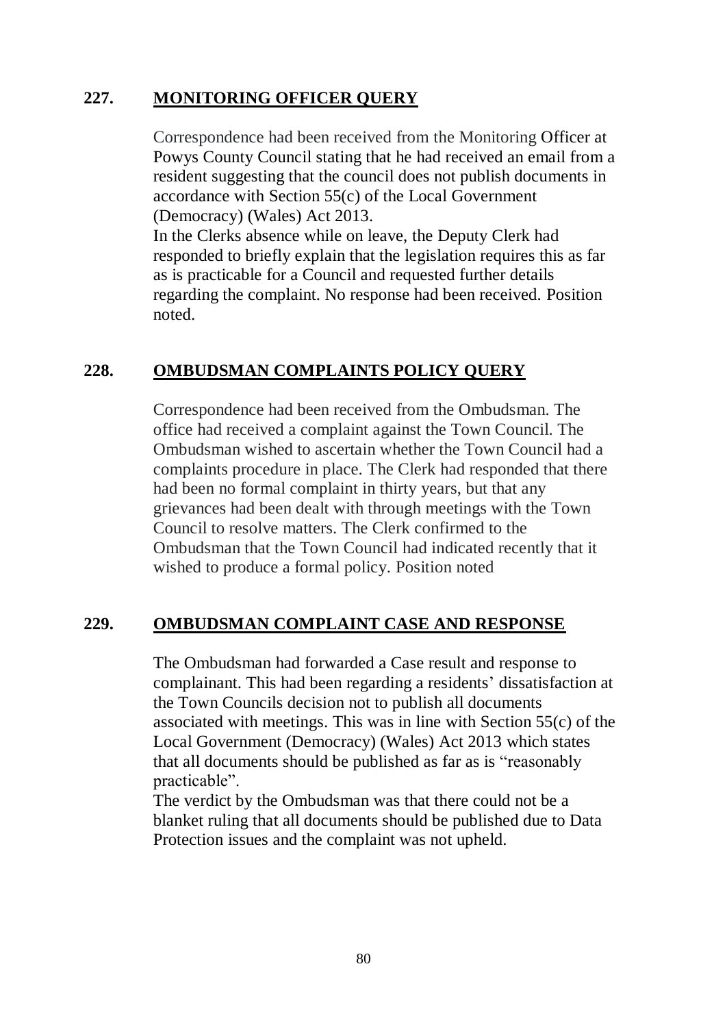## 227. MONITORING OFFICER QUERY

Correspondence had been received from the Monitoring Officer at Powys County Council stating that he had received an email from a resident suggesting that the council does not publish documents in accordance with Section 55(c) of the Local Government (Democracy) (Wales) Act 2013.

In the Clerks absence while on leave, the Deputy Clerk had responded to briefly explain that the legislation requires this as far as is practicable for a Council and requested further details regarding the complaint. No response had been received. Position noted.

## 228. OMBUDSMAN COMPLAINTS POLICY QUERY

Correspondence had been received from the Ombudsman. The office had received a complaint against the Town Council. The Ombudsman wished to ascertain whether the Town Council had a complaints procedure in place. The Clerk had responded that there had been no formal complaint in thirty years, but that any grievances had been dealt with through meetings with the Town Council to resolve matters. The Clerk confirmed to the Ombudsman that the Town Council had indicated recently that it wished to produce a formal policy. Position noted

## 229. OMBUDSMAN COMPLAINT CASE AND RESPONSE

The Ombudsman had forwarded a Case result and response to complainant. This had been regarding a residents' dissatisfaction at the Town Councils decision not to publish all documents associated with meetings. This was in line with Section 55(c) of the Local Government (Democracy) (Wales) Act 2013 which states that all documents should be published as far as is "reasonably practicable".

The verdict by the Ombudsman was that there could not be a blanket ruling that all documents should be published due to Data Protection issues and the complaint was not upheld.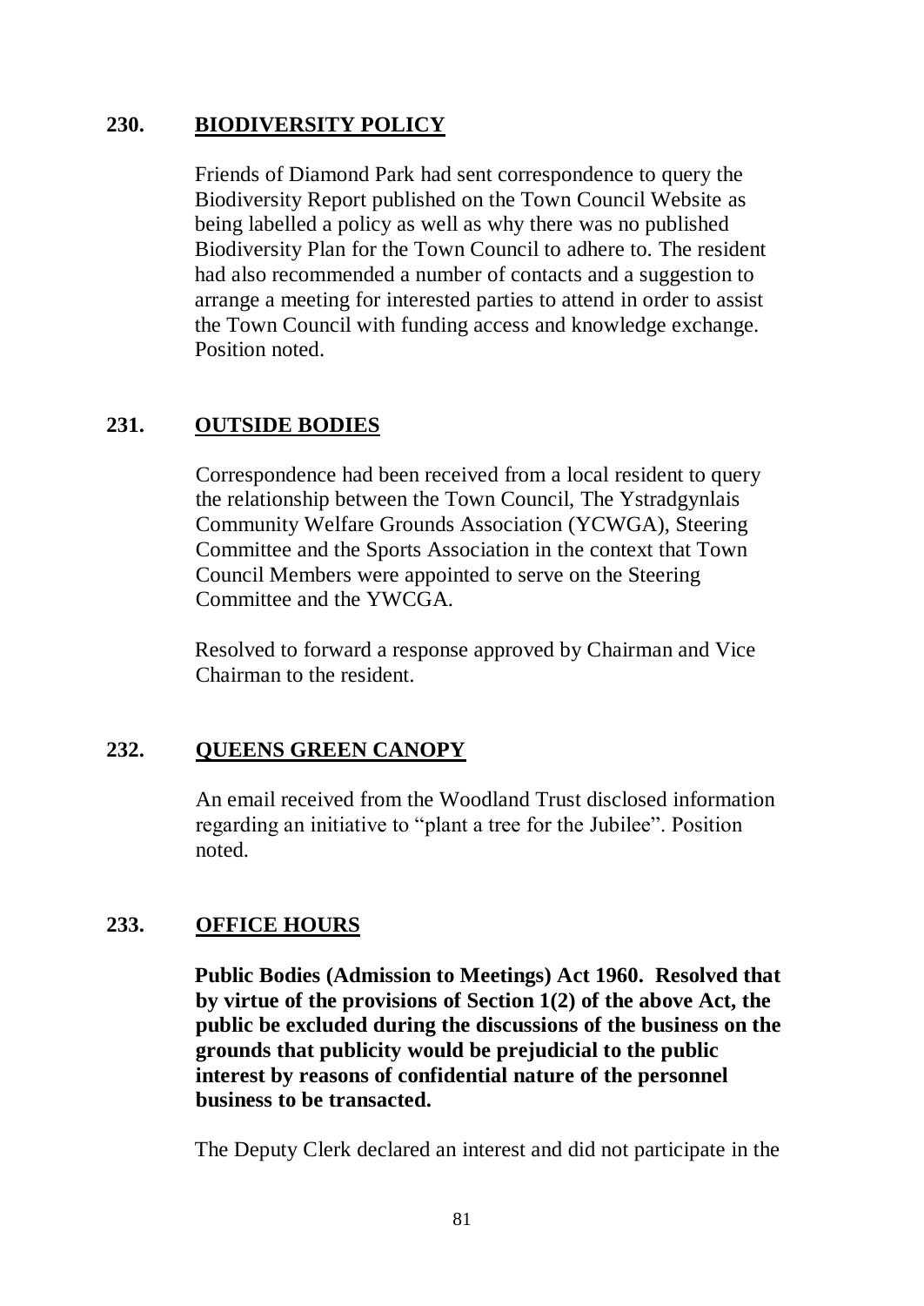## 230. **BIODIVERSITY POLICY**

Friends of Diamond Park had sent correspondence to query the Biodiversity Report published on the Town Council Website as being labelled a policy as well as why there was no published Biodiversity Plan for the Town Council to adhere to. The resident had also recommended a number of contacts and a suggestion to arrange a meeting for interested parties to attend in order to assist the Town Council with funding access and knowledge exchange. Position noted.

## 231. **OUTSIDE BODIES**

Correspondence had been received from a local resident to query the relationship between the Town Council, The Ystradgynlais Community Welfare Grounds Association (YCWGA), Steering Committee and the Sports Association in the context that Town Council Members were appointed to serve on the Steering Committee and the YWCGA.

Resolved to forward a response approved by Chairman and Vice Chairman to the resident.

## 232. **QUEENS GREEN CANOPY**

An email received from the Woodland Trust disclosed information regarding an initiative to "plant a tree for the Jubilee". Position noted.

## 233. **OFFICE HOURS**

**Public Bodies (Admission to Meetings) Act 1960. Resolved that by virtue of the provisions of Section 1(2) of the above Act, the public be excluded during the discussions of the business on the grounds that publicity would be prejudicial to the public interest by reasons of confidential nature of the personnel business to be transacted.**

The Deputy Clerk declared an interest and did not participate in the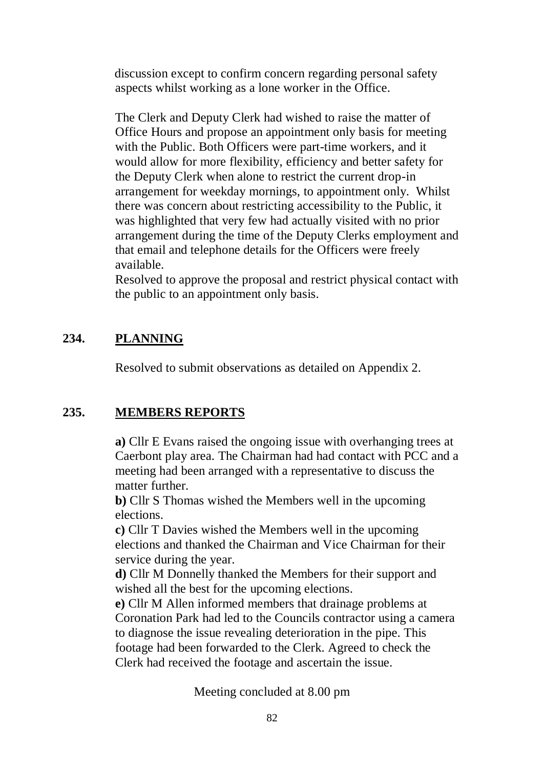discussion except to confirm concern regarding personal safety aspects whilst working as a lone worker in the Office.

The Clerk and Deputy Clerk had wished to raise the matter of Office Hours and propose an appointment only basis for meeting with the Public. Both Officers were part-time workers, and it would allow for more flexibility, efficiency and better safety for the Deputy Clerk when alone to restrict the current drop-in arrangement for weekday mornings, to appointment only. Whilst there was concern about restricting accessibility to the Public, it was highlighted that very few had actually visited with no prior arrangement during the time of the Deputy Clerks employment and that email and telephone details for the Officers were freely available.

Resolved to approve the proposal and restrict physical contact with the public to an appointment only basis.

## 234. PLANNING

Resolved to submit observations as detailed on Appendix 2.

## 235. MEMBERS REPORTS

**a)** Cllr E Evans raised the ongoing issue with overhanging trees at Caerbont play area. The Chairman had had contact with PCC and a meeting had been arranged with a representative to discuss the matter further.

**b)** Cllr S Thomas wished the Members well in the upcoming elections.

**c)** Cllr T Davies wished the Members well in the upcoming elections and thanked the Chairman and Vice Chairman for their service during the year.

**d)** Cllr M Donnelly thanked the Members for their support and wished all the best for the upcoming elections.

**e)** Cllr M Allen informed members that drainage problems at Coronation Park had led to the Councils contractor using a camera to diagnose the issue revealing deterioration in the pipe. This footage had been forwarded to the Clerk. Agreed to check the Clerk had received the footage and ascertain the issue.

Meeting concluded at 8.00 pm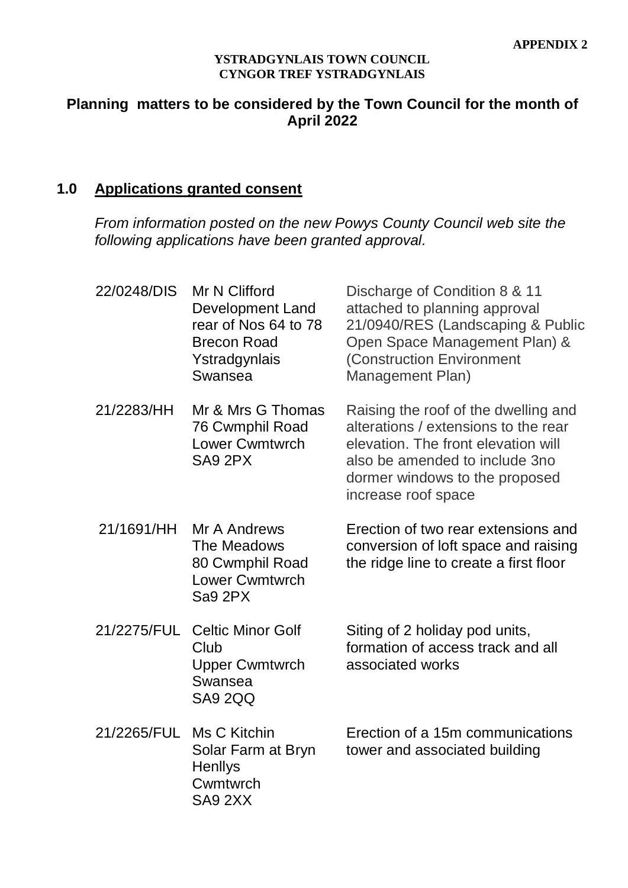**APPENDIX 2**

**YSTRADGYNLAIS TOWN COUNCIL**
**CYNGOR TREF YSTRADGYNLAIS**

## Planning matters to be considered by the Town Council for the month of April 2022

### 1.0 Applications granted consent

*From information posted on the new Powys County Council web site the following applications have been granted approval.*

| | | |
|---|---|---|
| 22/0248/DIS | Mr N Clifford<br>Development Land rear of Nos 64 to 78 Brecon Road<br>Ystradgynlais<br>Swansea | Discharge of Condition 8 & 11 attached to planning approval 21/0940/RES (Landscaping & Public Open Space Management Plan) & (Construction Environment Management Plan) |
| 21/2283/HH | Mr & Mrs G Thomas<br>76 Cwmphil Road<br>Lower Cwmtwrch<br>SA9 2PX | Raising the roof of the dwelling and alterations / extensions to the rear elevation. The front elevation will also be amended to include 3no dormer windows to the proposed increase roof space |
| 21/1691/HH | Mr A Andrews<br>The Meadows<br>80 Cwmphil Road<br>Lower Cwmtwrch<br>Sa9 2PX | Erection of two rear extensions and conversion of loft space and raising the ridge line to create a first floor |
| 21/2275/FUL | Celtic Minor Golf Club<br>Upper Cwmtwrch<br>Swansea<br>SA9 2QQ | Siting of 2 holiday pod units, formation of access track and all associated works |
| 21/2265/FUL | Ms C Kitchin<br>Solar Farm at Bryn Henllys<br>Cwmtwrch<br>SA9 2XX | Erection of a 15m communications tower and associated building |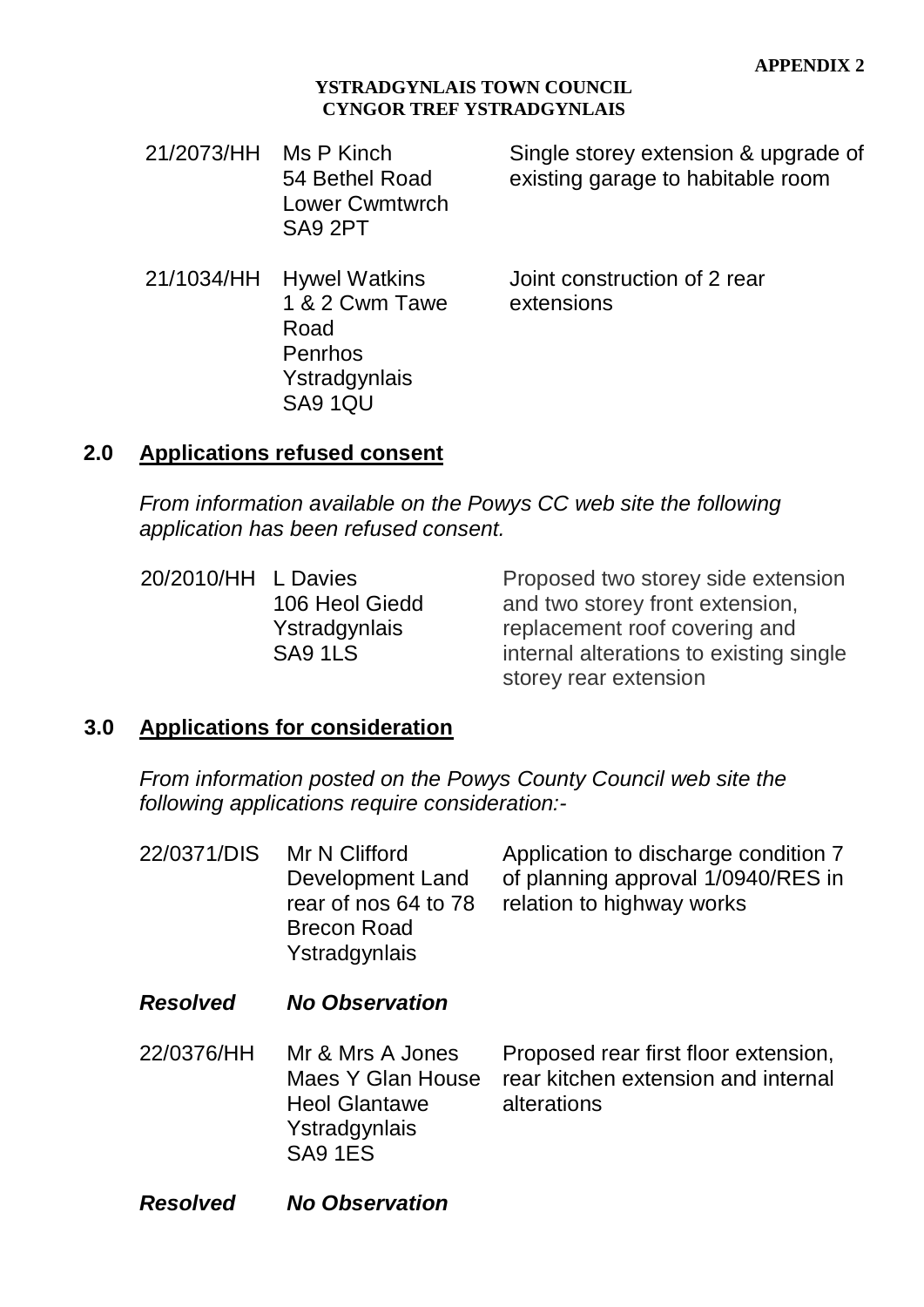**APPENDIX 2**

**YSTRADGYNLAIS TOWN COUNCIL**
**CYNGOR TREF YSTRADGYNLAIS**

| | | |
|---|---|---|
| 21/2073/HH | Ms P Kinch<br>54 Bethel Road<br>Lower Cwmtwrch<br>SA9 2PT | Single storey extension & upgrade of existing garage to habitable room |
| 21/1034/HH | Hywel Watkins<br>1 & 2 Cwm Tawe Road<br>Penrhos<br>Ystradgynlais<br>SA9 1QU | Joint construction of 2 rear extensions |

## 2.0 Applications refused consent

*From information available on the Powys CC web site the following application has been refused consent.*

| | | |
|---|---|---|
| 20/2010/HH | L Davies<br>106 Heol Giedd<br>Ystradgynlais<br>SA9 1LS | Proposed two storey side extension and two storey front extension, replacement roof covering and internal alterations to existing single storey rear extension |

## 3.0 Applications for consideration

*From information posted on the Powys County Council web site the following applications require consideration:-*

| | | |
|---|---|---|
| 22/0371/DIS | Mr N Clifford<br>Development Land rear of nos 64 to 78<br>Brecon Road<br>Ystradgynlais | Application to discharge condition 7 of planning approval 1/0940/RES in relation to highway works |

***Resolved*** ***No Observation***

| | | |
|---|---|---|
| 22/0376/HH | Mr & Mrs A Jones<br>Maes Y Glan House<br>Heol Glantawe<br>Ystradgynlais<br>SA9 1ES | Proposed rear first floor extension, rear kitchen extension and internal alterations |

***Resolved*** ***No Observation***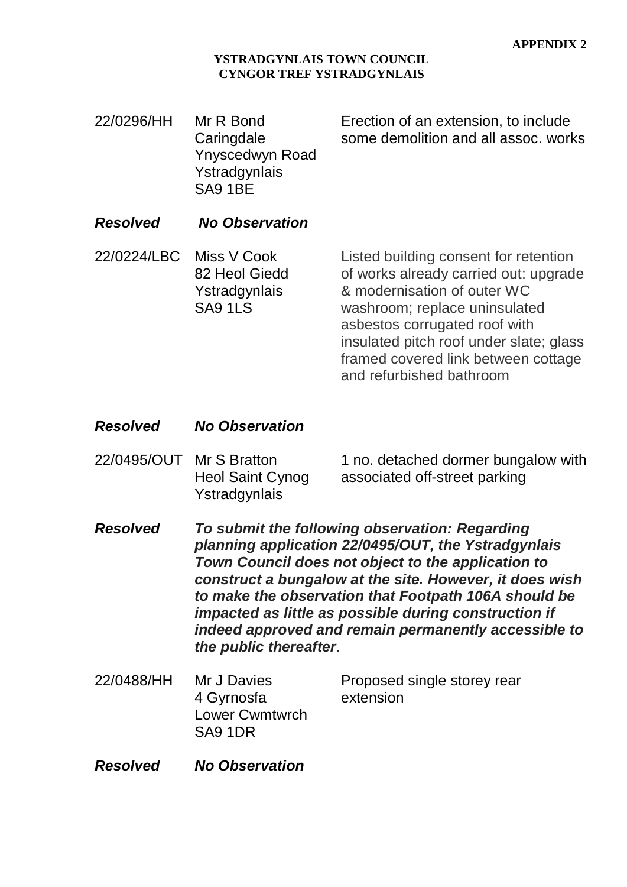**APPENDIX 2**

**YSTRADGYNLAIS TOWN COUNCIL**
**CYNGOR TREF YSTRADGYNLAIS**

| | | |
|---|---|---|
| 22/0296/HH | Mr R Bond<br>Caringdale<br>Ynyscedwyn Road<br>Ystradgynlais<br>SA9 1BE | Erection of an extension, to include some demolition and all assoc. works |

***Resolved*** ***No Observation***

| | | |
|---|---|---|
| 22/0224/LBC | Miss V Cook<br>82 Heol Giedd<br>Ystradgynlais<br>SA9 1LS | Listed building consent for retention of works already carried out: upgrade & modernisation of outer WC washroom; replace uninsulated asbestos corrugated roof with insulated pitch roof under slate; glass framed covered link between cottage and refurbished bathroom |

***Resolved*** ***No Observation***

| | | |
|---|---|---|
| 22/0495/OUT | Mr S Bratton<br>Heol Saint Cynog<br>Ystradgynlais | 1 no. detached dormer bungalow with associated off-street parking |

***Resolved*** ***To submit the following observation: Regarding planning application 22/0495/OUT, the Ystradgynlais Town Council does not object to the application to construct a bungalow at the site. However, it does wish to make the observation that Footpath 106A should be impacted as little as possible during construction if indeed approved and remain permanently accessible to the public thereafter***.

| | | |
|---|---|---|
| 22/0488/HH | Mr J Davies<br>4 Gyrnosfa<br>Lower Cwmtwrch<br>SA9 1DR | Proposed single storey rear extension |

***Resolved*** ***No Observation***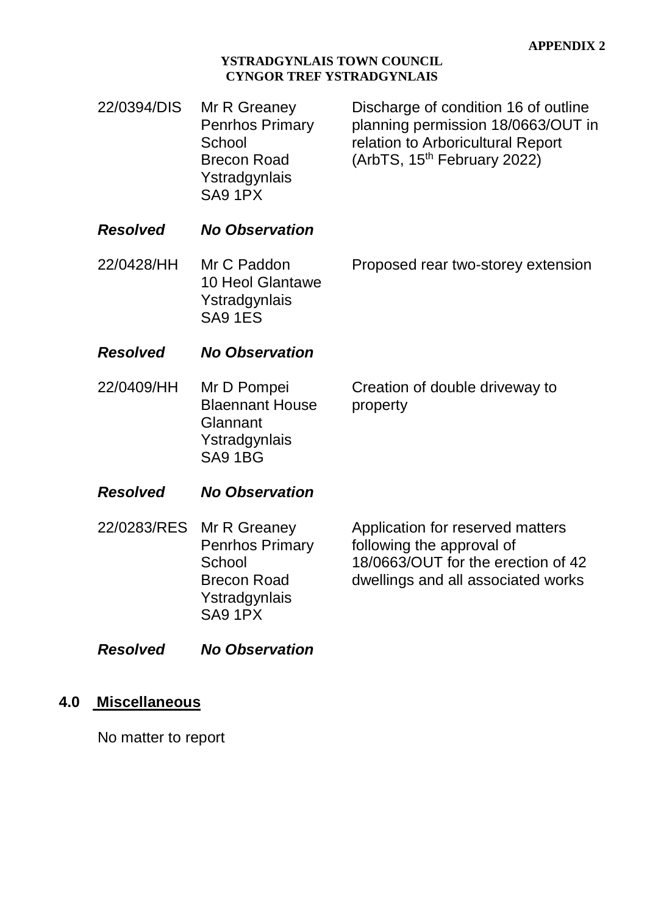**APPENDIX 2**

**YSTRADGYNLAIS TOWN COUNCIL**
**CYNGOR TREF YSTRADGYNLAIS**

| | | |
|---|---|---|
| 22/0394/DIS | Mr R Greaney<br>Penrhos Primary School<br>Brecon Road<br>Ystradgynlais<br>SA9 1PX | Discharge of condition 16 of outline planning permission 18/0663/OUT in relation to Arboricultural Report (ArbTS, 15th February 2022) |
| ***Resolved*** | ***No Observation*** | |
| 22/0428/HH | Mr C Paddon<br>10 Heol Glantawe<br>Ystradgynlais<br>SA9 1ES | Proposed rear two-storey extension |
| ***Resolved*** | ***No Observation*** | |
| 22/0409/HH | Mr D Pompei<br>Blaennant House<br>Glannant<br>Ystradgynlais<br>SA9 1BG | Creation of double driveway to property |
| ***Resolved*** | ***No Observation*** | |
| 22/0283/RES | Mr R Greaney<br>Penrhos Primary School<br>Brecon Road<br>Ystradgynlais<br>SA9 1PX | Application for reserved matters following the approval of 18/0663/OUT for the erection of 42 dwellings and all associated works |
| ***Resolved*** | ***No Observation*** | |

## 4.0 Miscellaneous

No matter to report